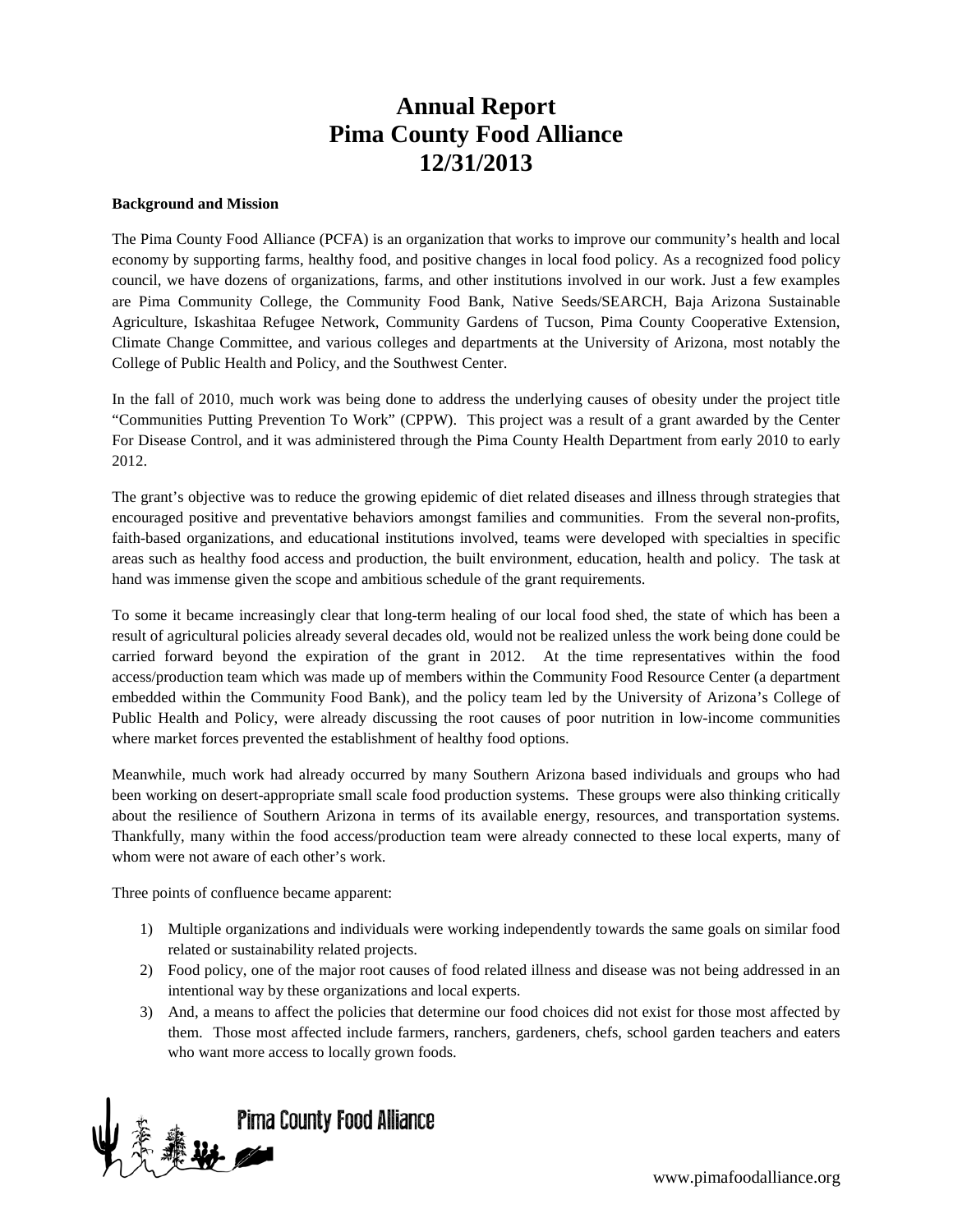# Annual Report
# Pima County Food Alliance
# 12/31/2013

**Background and Mission**

The Pima County Food Alliance (PCFA) is an organization that works to improve our community's health and local economy by supporting farms, healthy food, and positive changes in local food policy. As a recognized food policy council, we have dozens of organizations, farms, and other institutions involved in our work. Just a few examples are Pima Community College, the Community Food Bank, Native Seeds/SEARCH, Baja Arizona Sustainable Agriculture, Iskashitaa Refugee Network, Community Gardens of Tucson, Pima County Cooperative Extension, Climate Change Committee, and various colleges and departments at the University of Arizona, most notably the College of Public Health and Policy, and the Southwest Center.

In the fall of 2010, much work was being done to address the underlying causes of obesity under the project title "Communities Putting Prevention To Work" (CPPW). This project was a result of a grant awarded by the Center For Disease Control, and it was administered through the Pima County Health Department from early 2010 to early 2012.

The grant's objective was to reduce the growing epidemic of diet related diseases and illness through strategies that encouraged positive and preventative behaviors amongst families and communities. From the several non-profits, faith-based organizations, and educational institutions involved, teams were developed with specialties in specific areas such as healthy food access and production, the built environment, education, health and policy. The task at hand was immense given the scope and ambitious schedule of the grant requirements.

To some it became increasingly clear that long-term healing of our local food shed, the state of which has been a result of agricultural policies already several decades old, would not be realized unless the work being done could be carried forward beyond the expiration of the grant in 2012. At the time representatives within the food access/production team which was made up of members within the Community Food Resource Center (a department embedded within the Community Food Bank), and the policy team led by the University of Arizona's College of Public Health and Policy, were already discussing the root causes of poor nutrition in low-income communities where market forces prevented the establishment of healthy food options.

Meanwhile, much work had already occurred by many Southern Arizona based individuals and groups who had been working on desert-appropriate small scale food production systems. These groups were also thinking critically about the resilience of Southern Arizona in terms of its available energy, resources, and transportation systems. Thankfully, many within the food access/production team were already connected to these local experts, many of whom were not aware of each other's work.

Three points of confluence became apparent:

1) Multiple organizations and individuals were working independently towards the same goals on similar food related or sustainability related projects.
2) Food policy, one of the major root causes of food related illness and disease was not being addressed in an intentional way by these organizations and local experts.
3) And, a means to affect the policies that determine our food choices did not exist for those most affected by them. Those most affected include farmers, ranchers, gardeners, chefs, school garden teachers and eaters who want more access to locally grown foods.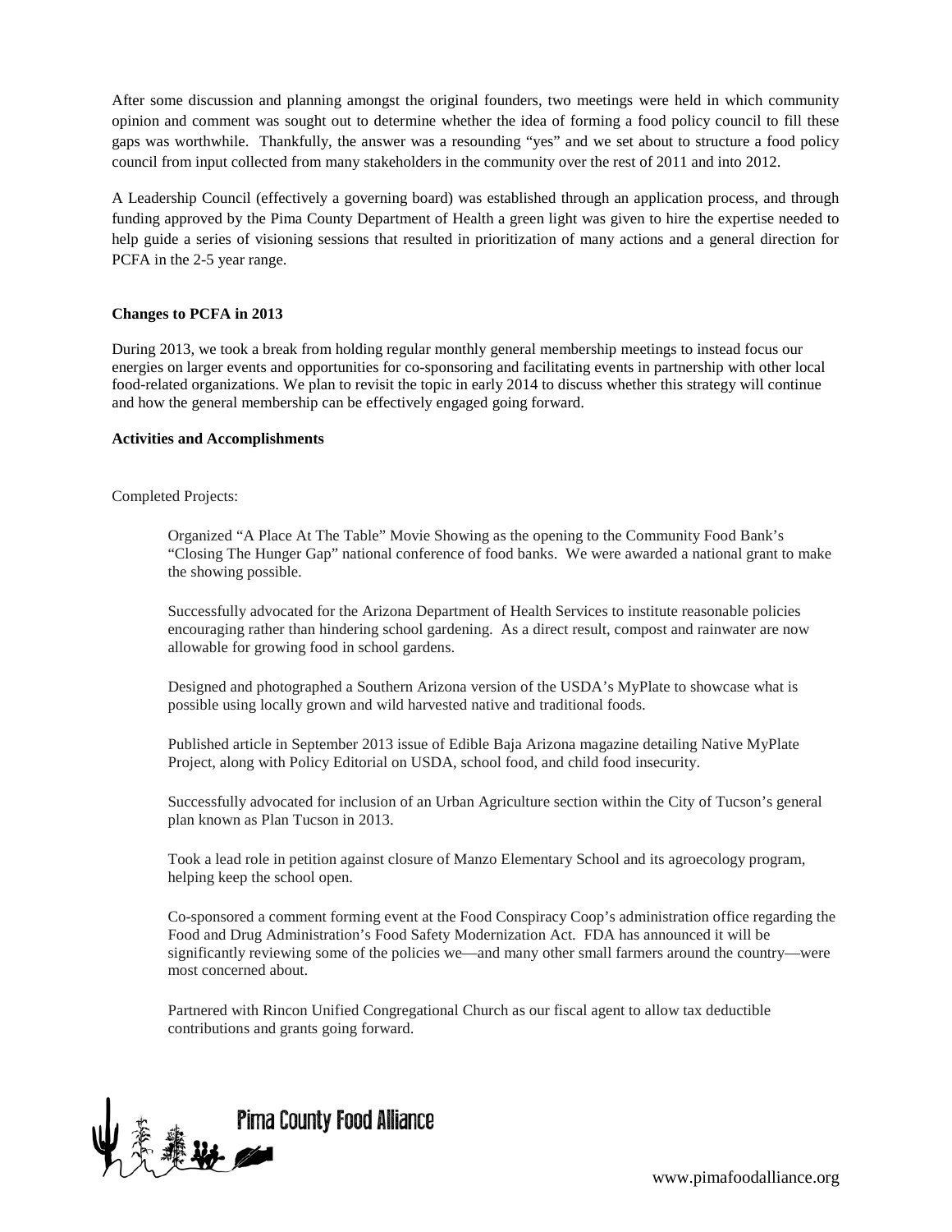After some discussion and planning amongst the original founders, two meetings were held in which community opinion and comment was sought out to determine whether the idea of forming a food policy council to fill these gaps was worthwhile. Thankfully, the answer was a resounding "yes" and we set about to structure a food policy council from input collected from many stakeholders in the community over the rest of 2011 and into 2012.

A Leadership Council (effectively a governing board) was established through an application process, and through funding approved by the Pima County Department of Health a green light was given to hire the expertise needed to help guide a series of visioning sessions that resulted in prioritization of many actions and a general direction for PCFA in the 2-5 year range.

**Changes to PCFA in 2013**

During 2013, we took a break from holding regular monthly general membership meetings to instead focus our energies on larger events and opportunities for co-sponsoring and facilitating events in partnership with other local food-related organizations. We plan to revisit the topic in early 2014 to discuss whether this strategy will continue and how the general membership can be effectively engaged going forward.

**Activities and Accomplishments**

Completed Projects:

Organized "A Place At The Table" Movie Showing as the opening to the Community Food Bank's "Closing The Hunger Gap" national conference of food banks. We were awarded a national grant to make the showing possible.

Successfully advocated for the Arizona Department of Health Services to institute reasonable policies encouraging rather than hindering school gardening. As a direct result, compost and rainwater are now allowable for growing food in school gardens.

Designed and photographed a Southern Arizona version of the USDA's MyPlate to showcase what is possible using locally grown and wild harvested native and traditional foods.

Published article in September 2013 issue of Edible Baja Arizona magazine detailing Native MyPlate Project, along with Policy Editorial on USDA, school food, and child food insecurity.

Successfully advocated for inclusion of an Urban Agriculture section within the City of Tucson's general plan known as Plan Tucson in 2013.

Took a lead role in petition against closure of Manzo Elementary School and its agroecology program, helping keep the school open.

Co-sponsored a comment forming event at the Food Conspiracy Coop's administration office regarding the Food and Drug Administration's Food Safety Modernization Act. FDA has announced it will be significantly reviewing some of the policies we—and many other small farmers around the country—were most concerned about.

Partnered with Rincon Unified Congregational Church as our fiscal agent to allow tax deductible contributions and grants going forward.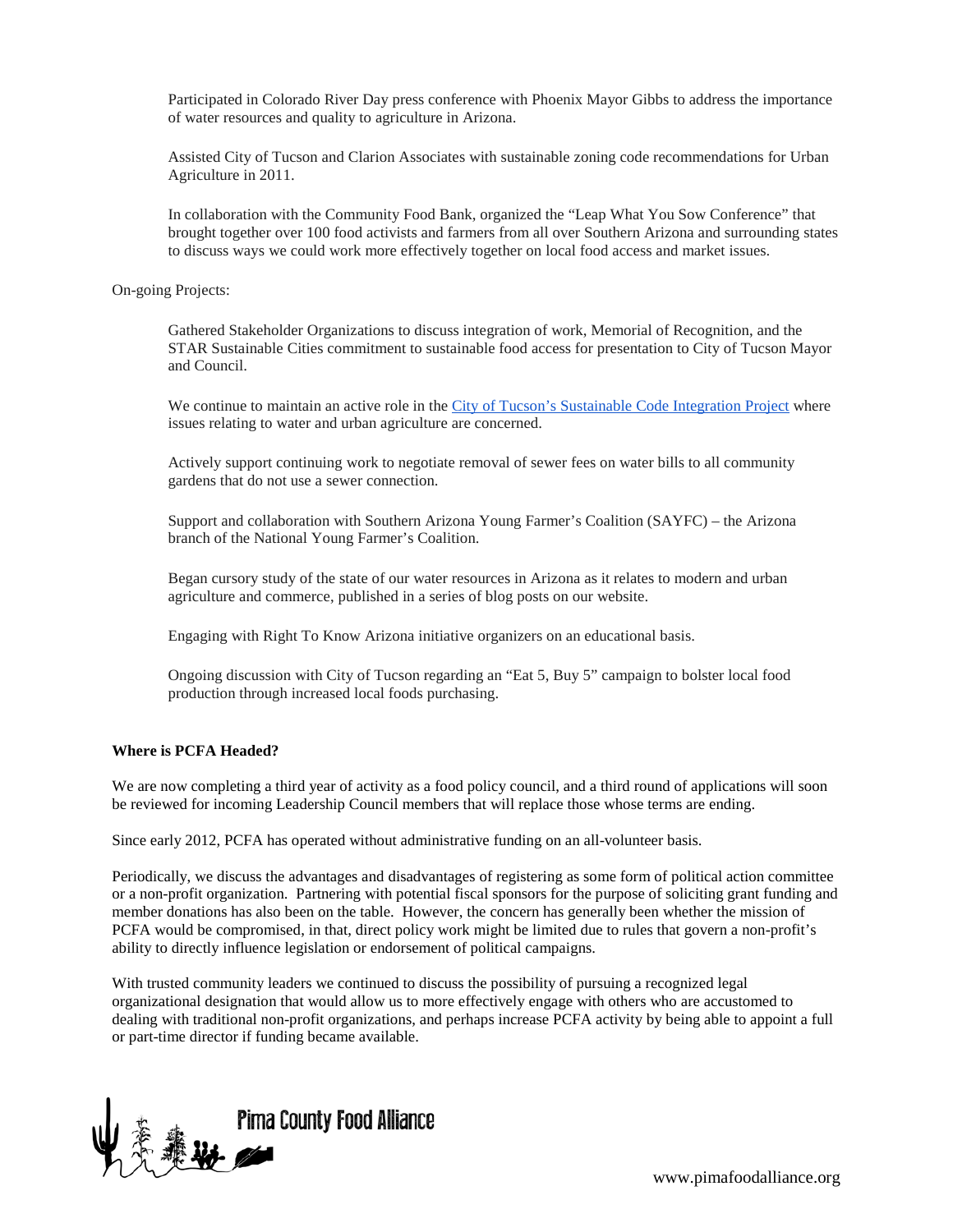Participated in Colorado River Day press conference with Phoenix Mayor Gibbs to address the importance of water resources and quality to agriculture in Arizona.

Assisted City of Tucson and Clarion Associates with sustainable zoning code recommendations for Urban Agriculture in 2011.

In collaboration with the Community Food Bank, organized the "Leap What You Sow Conference" that brought together over 100 food activists and farmers from all over Southern Arizona and surrounding states to discuss ways we could work more effectively together on local food access and market issues.

On-going Projects:

Gathered Stakeholder Organizations to discuss integration of work, Memorial of Recognition, and the STAR Sustainable Cities commitment to sustainable food access for presentation to City of Tucson Mayor and Council.

We continue to maintain an active role in the City of Tucson's Sustainable Code Integration Project where issues relating to water and urban agriculture are concerned.

Actively support continuing work to negotiate removal of sewer fees on water bills to all community gardens that do not use a sewer connection.

Support and collaboration with Southern Arizona Young Farmer's Coalition (SAYFC) – the Arizona branch of the National Young Farmer's Coalition.

Began cursory study of the state of our water resources in Arizona as it relates to modern and urban agriculture and commerce, published in a series of blog posts on our website.

Engaging with Right To Know Arizona initiative organizers on an educational basis.

Ongoing discussion with City of Tucson regarding an "Eat 5, Buy 5" campaign to bolster local food production through increased local foods purchasing.

**Where is PCFA Headed?**

We are now completing a third year of activity as a food policy council, and a third round of applications will soon be reviewed for incoming Leadership Council members that will replace those whose terms are ending.

Since early 2012, PCFA has operated without administrative funding on an all-volunteer basis.

Periodically, we discuss the advantages and disadvantages of registering as some form of political action committee or a non-profit organization. Partnering with potential fiscal sponsors for the purpose of soliciting grant funding and member donations has also been on the table. However, the concern has generally been whether the mission of PCFA would be compromised, in that, direct policy work might be limited due to rules that govern a non-profit's ability to directly influence legislation or endorsement of political campaigns.

With trusted community leaders we continued to discuss the possibility of pursuing a recognized legal organizational designation that would allow us to more effectively engage with others who are accustomed to dealing with traditional non-profit organizations, and perhaps increase PCFA activity by being able to appoint a full or part-time director if funding became available.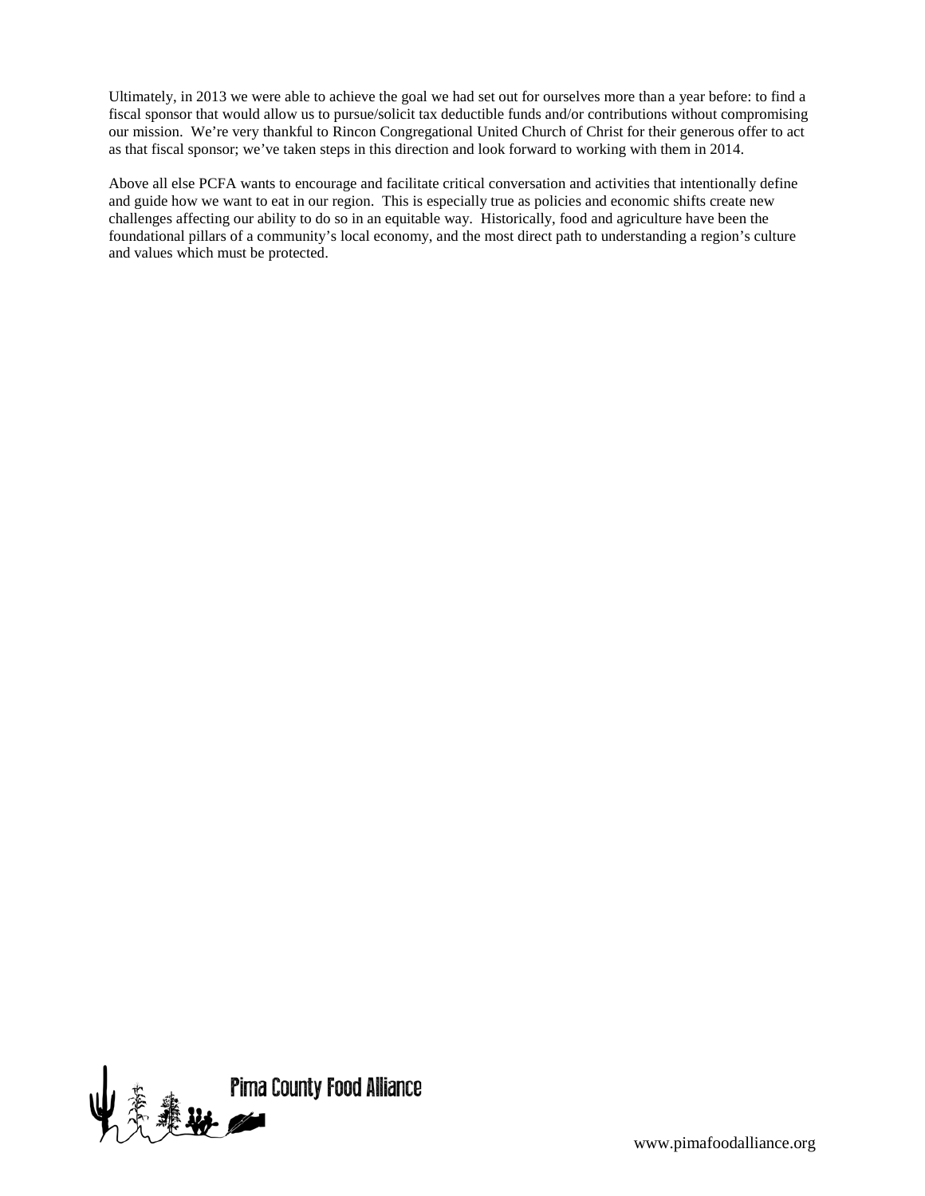Ultimately, in 2013 we were able to achieve the goal we had set out for ourselves more than a year before: to find a fiscal sponsor that would allow us to pursue/solicit tax deductible funds and/or contributions without compromising our mission. We're very thankful to Rincon Congregational United Church of Christ for their generous offer to act as that fiscal sponsor; we've taken steps in this direction and look forward to working with them in 2014.

Above all else PCFA wants to encourage and facilitate critical conversation and activities that intentionally define and guide how we want to eat in our region. This is especially true as policies and economic shifts create new challenges affecting our ability to do so in an equitable way. Historically, food and agriculture have been the foundational pillars of a community's local economy, and the most direct path to understanding a region's culture and values which must be protected.